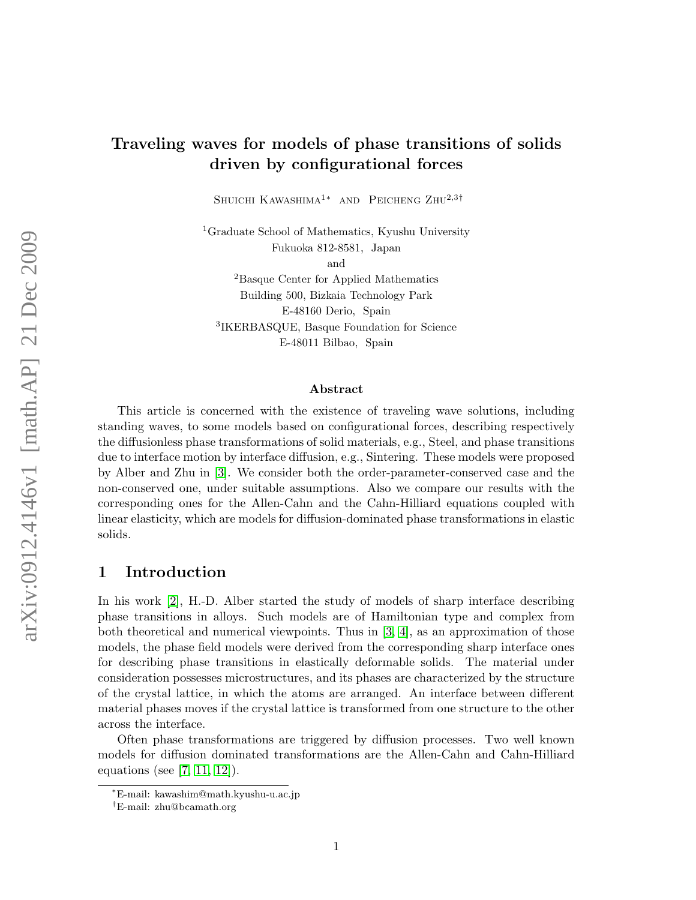# Traveling waves for models of phase transitions of solids driven by configurational forces

Shuichi Kawashima[1*] and Peicheng Zhu[2,3†]

[1]Graduate School of Mathematics, Kyushu University
Fukuoka 812-8581, Japan
and
[2]Basque Center for Applied Mathematics
Building 500, Bizkaia Technology Park
E-48160 Derio, Spain
[3]IKERBASQUE, Basque Foundation for Science
E-48011 Bilbao, Spain

### Abstract

This article is concerned with the existence of traveling wave solutions, including standing waves, to some models based on configurational forces, describing respectively the diffusionless phase transformations of solid materials, e.g., Steel, and phase transitions due to interface motion by interface diffusion, e.g., Sintering. These models were proposed by Alber and Zhu in [3]. We consider both the order-parameter-conserved case and the non-conserved one, under suitable assumptions. Also we compare our results with the corresponding ones for the Allen-Cahn and the Cahn-Hilliard equations coupled with linear elasticity, which are models for diffusion-dominated phase transformations in elastic solids.

## 1 Introduction

In his work [2], H.-D. Alber started the study of models of sharp interface describing phase transitions in alloys. Such models are of Hamiltonian type and complex from both theoretical and numerical viewpoints. Thus in [3, 4], as an approximation of those models, the phase field models were derived from the corresponding sharp interface ones for describing phase transitions in elastically deformable solids. The material under consideration possesses microstructures, and its phases are characterized by the structure of the crystal lattice, in which the atoms are arranged. An interface between different material phases moves if the crystal lattice is transformed from one structure to the other across the interface.

Often phase transformations are triggered by diffusion processes. Two well known models for diffusion dominated transformations are the Allen-Cahn and Cahn-Hilliard equations (see [7, 11, 12]).

*E-mail: kawashim@math.kyushu-u.ac.jp
†E-mail: zhu@bcamath.org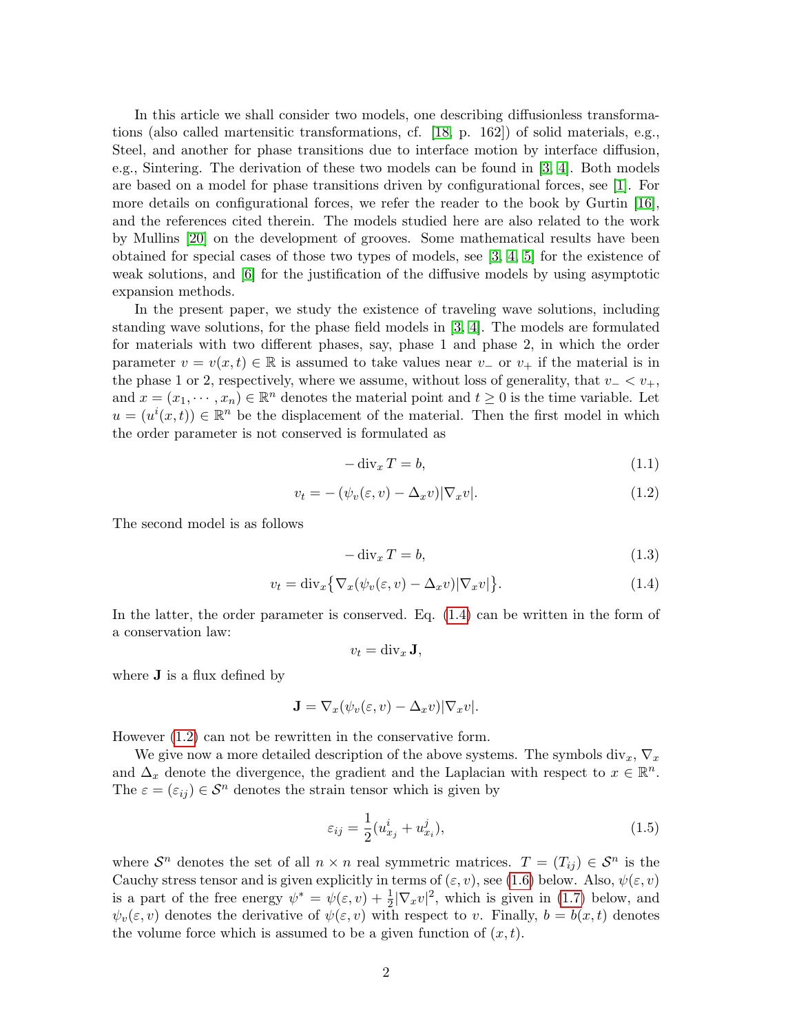In this article we shall consider two models, one describing diffusionless transformations (also called martensitic transformations, cf. [18, p. 162]) of solid materials, e.g., Steel, and another for phase transitions due to interface motion by interface diffusion, e.g., Sintering. The derivation of these two models can be found in [3, 4]. Both models are based on a model for phase transitions driven by configurational forces, see [1]. For more details on configurational forces, we refer the reader to the book by Gurtin [16], and the references cited therein. The models studied here are also related to the work by Mullins [20] on the development of grooves. Some mathematical results have been obtained for special cases of those two types of models, see [3, 4, 5] for the existence of weak solutions, and [6] for the justification of the diffusive models by using asymptotic expansion methods.

In the present paper, we study the existence of traveling wave solutions, including standing wave solutions, for the phase field models in [3, 4]. The models are formulated for materials with two different phases, say, phase 1 and phase 2, in which the order parameter $v = v(x,t) \in \mathbb{R}$ is assumed to take values near $v_-$ or $v_+$ if the material is in the phase 1 or 2, respectively, where we assume, without loss of generality, that $v_- < v_+$, and $x = (x_1, \cdots, x_n) \in \mathbb{R}^n$ denotes the material point and $t \geq 0$ is the time variable. Let $u = (u^i(x,t)) \in \mathbb{R}^n$ be the displacement of the material. Then the first model in which the order parameter is not conserved is formulated as

$$-\operatorname{div}_x T = b, \tag{1.1}$$

$$v_t = -\left(\psi_v(\varepsilon, v) - \Delta_x v\right)|\nabla_x v|. \tag{1.2}$$

The second model is as follows

$$-\operatorname{div}_x T = b, \tag{1.3}$$

$$v_t = \operatorname{div}_x\left\{\nabla_x(\psi_v(\varepsilon, v) - \Delta_x v)|\nabla_x v|\right\}. \tag{1.4}$$

In the latter, the order parameter is conserved. Eq. (1.4) can be written in the form of a conservation law:

$$v_t = \operatorname{div}_x \mathbf{J},$$

where $\mathbf{J}$ is a flux defined by

$$\mathbf{J} = \nabla_x(\psi_v(\varepsilon, v) - \Delta_x v)|\nabla_x v|.$$

However (1.2) can not be rewritten in the conservative form.

We give now a more detailed description of the above systems. The symbols $\operatorname{div}_x$, $\nabla_x$ and $\Delta_x$ denote the divergence, the gradient and the Laplacian with respect to $x \in \mathbb{R}^n$. The $\varepsilon = (\varepsilon_{ij}) \in \mathcal{S}^n$ denotes the strain tensor which is given by

$$\varepsilon_{ij} = \frac{1}{2}(u^i_{x_j} + u^j_{x_i}), \tag{1.5}$$

where $\mathcal{S}^n$ denotes the set of all $n \times n$ real symmetric matrices. $T = (T_{ij}) \in \mathcal{S}^n$ is the Cauchy stress tensor and is given explicitly in terms of $(\varepsilon, v)$, see (1.6) below. Also, $\psi(\varepsilon, v)$ is a part of the free energy $\psi^* = \psi(\varepsilon, v) + \frac{1}{2}|\nabla_x v|^2$, which is given in (1.7) below, and $\psi_v(\varepsilon, v)$ denotes the derivative of $\psi(\varepsilon, v)$ with respect to $v$. Finally, $b = b(x,t)$ denotes the volume force which is assumed to be a given function of $(x,t)$.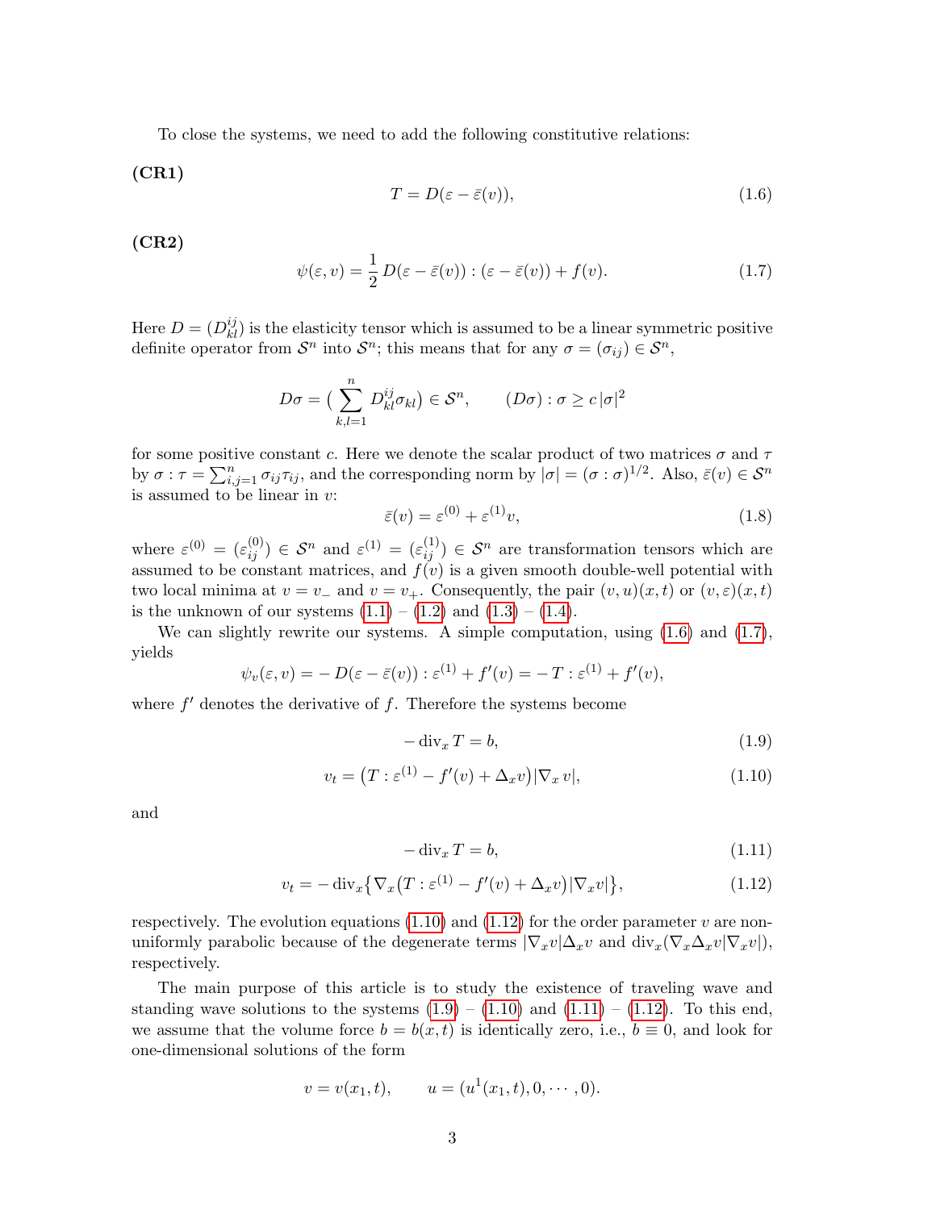To close the systems, we need to add the following constitutive relations:

**(CR1)**

$$T = D(\varepsilon - \bar{\varepsilon}(v)), \tag{1.6}$$

**(CR2)**

$$\psi(\varepsilon, v) = \frac{1}{2}\, D(\varepsilon - \bar{\varepsilon}(v)) : (\varepsilon - \bar{\varepsilon}(v)) + f(v). \tag{1.7}$$

Here $D = (D^{ij}_{kl})$ is the elasticity tensor which is assumed to be a linear symmetric positive definite operator from $\mathcal{S}^n$ into $\mathcal{S}^n$; this means that for any $\sigma = (\sigma_{ij}) \in \mathcal{S}^n$,

$$D\sigma = \big( \sum_{k,l=1}^{n} D^{ij}_{kl} \sigma_{kl} \big) \in \mathcal{S}^n, \qquad (D\sigma) : \sigma \geq c\, |\sigma|^2$$

for some positive constant $c$. Here we denote the scalar product of two matrices $\sigma$ and $\tau$ by $\sigma : \tau = \sum_{i,j=1}^{n} \sigma_{ij}\tau_{ij}$, and the corresponding norm by $|\sigma| = (\sigma : \sigma)^{1/2}$. Also, $\bar{\varepsilon}(v) \in \mathcal{S}^n$ is assumed to be linear in $v$:

$$\bar{\varepsilon}(v) = \varepsilon^{(0)} + \varepsilon^{(1)} v, \tag{1.8}$$

where $\varepsilon^{(0)} = (\varepsilon^{(0)}_{ij}) \in \mathcal{S}^n$ and $\varepsilon^{(1)} = (\varepsilon^{(1)}_{ij}) \in \mathcal{S}^n$ are transformation tensors which are assumed to be constant matrices, and $f(v)$ is a given smooth double-well potential with two local minima at $v = v_-$ and $v = v_+$. Consequently, the pair $(v, u)(x, t)$ or $(v, \varepsilon)(x, t)$ is the unknown of our systems (1.1) – (1.2) and (1.3) – (1.4).

We can slightly rewrite our systems. A simple computation, using (1.6) and (1.7), yields

$$\psi_v(\varepsilon, v) = -\, D(\varepsilon - \bar{\varepsilon}(v)) : \varepsilon^{(1)} + f'(v) = -\, T : \varepsilon^{(1)} + f'(v),$$

where $f'$ denotes the derivative of $f$. Therefore the systems become

$$-\operatorname{div}_x T = b, \tag{1.9}$$

$$v_t = \big(T : \varepsilon^{(1)} - f'(v) + \Delta_x v\big)|\nabla_x v|, \tag{1.10}$$

and

$$-\operatorname{div}_x T = b, \tag{1.11}$$

$$v_t = -\operatorname{div}_x\big\{\nabla_x\big(T : \varepsilon^{(1)} - f'(v) + \Delta_x v\big)|\nabla_x v|\big\}, \tag{1.12}$$

respectively. The evolution equations (1.10) and (1.12) for the order parameter $v$ are non-uniformly parabolic because of the degenerate terms $|\nabla_x v|\Delta_x v$ and $\operatorname{div}_x(\nabla_x \Delta_x v |\nabla_x v|)$, respectively.

The main purpose of this article is to study the existence of traveling wave and standing wave solutions to the systems (1.9) – (1.10) and (1.11) – (1.12). To this end, we assume that the volume force $b = b(x, t)$ is identically zero, i.e., $b \equiv 0$, and look for one-dimensional solutions of the form

$$v = v(x_1, t), \qquad u = (u^1(x_1, t), 0, \cdots, 0).$$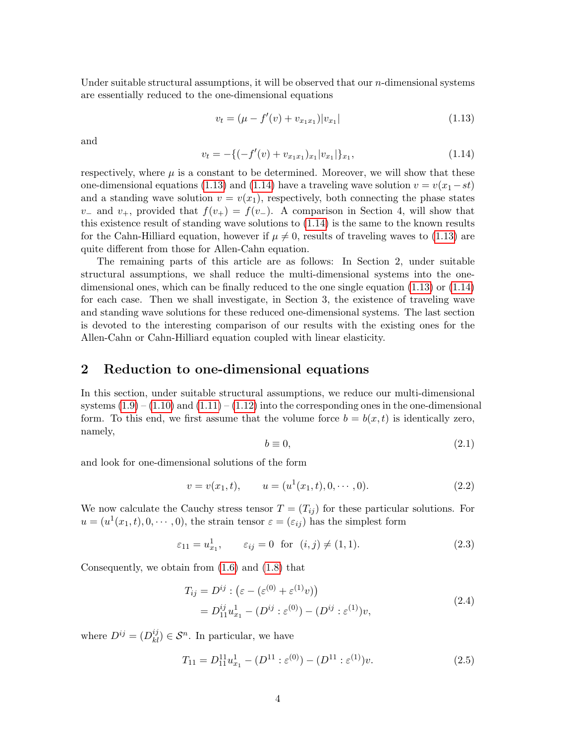Under suitable structural assumptions, it will be observed that our $n$-dimensional systems are essentially reduced to the one-dimensional equations

$$v_t = (\mu - f'(v) + v_{x_1x_1})|v_{x_1}| \tag{1.13}$$

and

$$v_t = -\{(-f'(v) + v_{x_1x_1})_{x_1}|v_{x_1}|\}_{x_1}, \tag{1.14}$$

respectively, where $\mu$ is a constant to be determined. Moreover, we will show that these one-dimensional equations (1.13) and (1.14) have a traveling wave solution $v = v(x_1 - st)$ and a standing wave solution $v = v(x_1)$, respectively, both connecting the phase states $v_-$ and $v_+$, provided that $f(v_+) = f(v_-)$. A comparison in Section 4, will show that this existence result of standing wave solutions to (1.14) is the same to the known results for the Cahn-Hilliard equation, however if $\mu \neq 0$, results of traveling waves to (1.13) are quite different from those for Allen-Cahn equation.

The remaining parts of this article are as follows: In Section 2, under suitable structural assumptions, we shall reduce the multi-dimensional systems into the one-dimensional ones, which can be finally reduced to the one single equation (1.13) or (1.14) for each case. Then we shall investigate, in Section 3, the existence of traveling wave and standing wave solutions for these reduced one-dimensional systems. The last section is devoted to the interesting comparison of our results with the existing ones for the Allen-Cahn or Cahn-Hilliard equation coupled with linear elasticity.

## 2 Reduction to one-dimensional equations

In this section, under suitable structural assumptions, we reduce our multi-dimensional systems (1.9) – (1.10) and (1.11) – (1.12) into the corresponding ones in the one-dimensional form. To this end, we first assume that the volume force $b = b(x, t)$ is identically zero, namely,

$$b \equiv 0, \tag{2.1}$$

and look for one-dimensional solutions of the form

$$v = v(x_1, t), \qquad u = (u^1(x_1, t), 0, \cdots, 0). \tag{2.2}$$

We now calculate the Cauchy stress tensor $T = (T_{ij})$ for these particular solutions. For $u = (u^1(x_1, t), 0, \cdots, 0)$, the strain tensor $\varepsilon = (\varepsilon_{ij})$ has the simplest form

$$\varepsilon_{11} = u^1_{x_1}, \qquad \varepsilon_{ij} = 0 \;\text{ for }\; (i, j) \neq (1, 1). \tag{2.3}$$

Consequently, we obtain from (1.6) and (1.8) that

$$\begin{aligned} T_{ij} &= D^{ij} : \left(\varepsilon - (\varepsilon^{(0)} + \varepsilon^{(1)} v)\right) \\ &= D^{ij}_{11} u^1_{x_1} - (D^{ij} : \varepsilon^{(0)}) - (D^{ij} : \varepsilon^{(1)}) v, \end{aligned} \tag{2.4}$$

where $D^{ij} = (D^{ij}_{kl}) \in \mathcal{S}^n$. In particular, we have

$$T_{11} = D^{11}_{11} u^1_{x_1} - (D^{11} : \varepsilon^{(0)}) - (D^{11} : \varepsilon^{(1)}) v. \tag{2.5}$$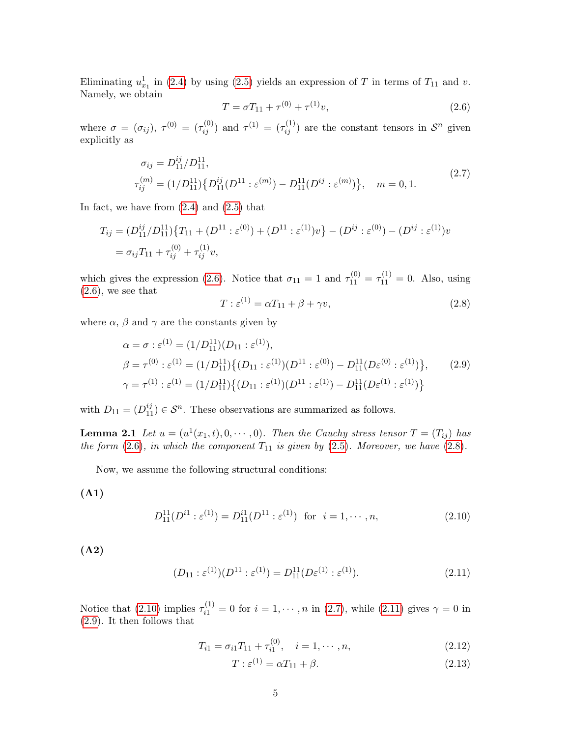Eliminating $u^1_{x_1}$ in (2.4) by using (2.5) yields an expression of $T$ in terms of $T_{11}$ and $v$. Namely, we obtain

$$T = \sigma T_{11} + \tau^{(0)} + \tau^{(1)} v, \tag{2.6}$$

where $\sigma = (\sigma_{ij})$, $\tau^{(0)} = (\tau^{(0)}_{ij})$ and $\tau^{(1)} = (\tau^{(1)}_{ij})$ are the constant tensors in $\mathcal{S}^n$ given explicitly as

$$\begin{aligned} &\sigma_{ij} = D^{ij}_{11}/D^{11}_{11}, \\ &\tau^{(m)}_{ij} = (1/D^{11}_{11})\big\{D^{ij}_{11}(D^{11} : \varepsilon^{(m)}) - D^{11}_{11}(D^{ij} : \varepsilon^{(m)})\big\}, \quad m = 0, 1. \end{aligned} \tag{2.7}$$

In fact, we have from (2.4) and (2.5) that

$$\begin{aligned} T_{ij} &= (D^{ij}_{11}/D^{11}_{11})\big\{T_{11} + (D^{11} : \varepsilon^{(0)}) + (D^{11} : \varepsilon^{(1)})v\big\} - (D^{ij} : \varepsilon^{(0)}) - (D^{ij} : \varepsilon^{(1)})v \\ &= \sigma_{ij} T_{11} + \tau^{(0)}_{ij} + \tau^{(1)}_{ij} v, \end{aligned}$$

which gives the expression (2.6). Notice that $\sigma_{11} = 1$ and $\tau^{(0)}_{11} = \tau^{(1)}_{11} = 0$. Also, using (2.6), we see that

$$T : \varepsilon^{(1)} = \alpha T_{11} + \beta + \gamma v, \tag{2.8}$$

where $\alpha$, $\beta$ and $\gamma$ are the constants given by

$$\begin{aligned} &\alpha = \sigma : \varepsilon^{(1)} = (1/D^{11}_{11})(D_{11} : \varepsilon^{(1)}), \\ &\beta = \tau^{(0)} : \varepsilon^{(1)} = (1/D^{11}_{11})\big\{(D_{11} : \varepsilon^{(1)})(D^{11} : \varepsilon^{(0)}) - D^{11}_{11}(D\varepsilon^{(0)} : \varepsilon^{(1)})\big\}, \\ &\gamma = \tau^{(1)} : \varepsilon^{(1)} = (1/D^{11}_{11})\big\{(D_{11} : \varepsilon^{(1)})(D^{11} : \varepsilon^{(1)}) - D^{11}_{11}(D\varepsilon^{(1)} : \varepsilon^{(1)})\big\} \end{aligned} \tag{2.9}$$

with $D_{11} = (D^{ij}_{11}) \in \mathcal{S}^n$. These observations are summarized as follows.

**Lemma 2.1** *Let $u = (u^1(x_1, t), 0, \cdots, 0)$. Then the Cauchy stress tensor $T = (T_{ij})$ has the form (2.6), in which the component $T_{11}$ is given by (2.5). Moreover, we have (2.8).*

Now, we assume the following structural conditions:

**(A1)**

$$D^{11}_{11}(D^{i1} : \varepsilon^{(1)}) = D^{i1}_{11}(D^{11} : \varepsilon^{(1)}) \ \ \text{for} \ \ i = 1, \cdots, n, \tag{2.10}$$

**(A2)**

$$(D_{11} : \varepsilon^{(1)})(D^{11} : \varepsilon^{(1)}) = D^{11}_{11}(D\varepsilon^{(1)} : \varepsilon^{(1)}). \tag{2.11}$$

Notice that (2.10) implies $\tau^{(1)}_{i1} = 0$ for $i = 1, \cdots, n$ in (2.7), while (2.11) gives $\gamma = 0$ in (2.9). It then follows that

$$T_{i1} = \sigma_{i1} T_{11} + \tau^{(0)}_{i1}, \quad i = 1, \cdots, n, \tag{2.12}$$

$$T : \varepsilon^{(1)} = \alpha T_{11} + \beta. \tag{2.13}$$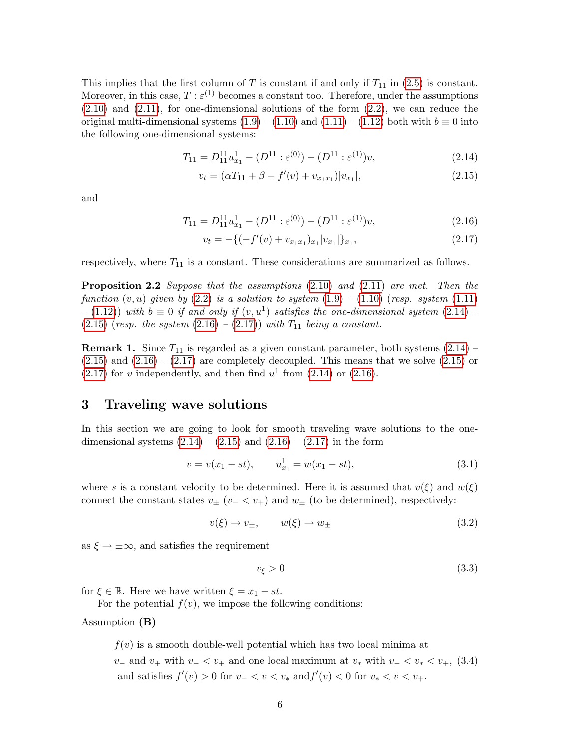This implies that the first column of $T$ is constant if and only if $T_{11}$ in (2.5) is constant. Moreover, in this case, $T : \varepsilon^{(1)}$ becomes a constant too. Therefore, under the assumptions (2.10) and (2.11), for one-dimensional solutions of the form (2.2), we can reduce the original multi-dimensional systems (1.9) – (1.10) and (1.11) – (1.12) both with $b \equiv 0$ into the following one-dimensional systems:

$$T_{11} = D^{11}_{11} u^1_{x_1} - (D^{11} : \varepsilon^{(0)}) - (D^{11} : \varepsilon^{(1)}) v, \tag{2.14}$$

$$v_t = (\alpha T_{11} + \beta - f'(v) + v_{x_1 x_1}) |v_{x_1}|, \tag{2.15}$$

and

$$T_{11} = D^{11}_{11} u^1_{x_1} - (D^{11} : \varepsilon^{(0)}) - (D^{11} : \varepsilon^{(1)}) v, \tag{2.16}$$

$$v_t = -\{(-f'(v) + v_{x_1 x_1})_{x_1} |v_{x_1}|\}_{x_1}, \tag{2.17}$$

respectively, where $T_{11}$ is a constant. These considerations are summarized as follows.

**Proposition 2.2** *Suppose that the assumptions (2.10) and (2.11) are met. Then the function $(v, u)$ given by (2.2) is a solution to system (1.9) – (1.10) (resp. system (1.11) – (1.12)) with $b \equiv 0$ if and only if $(v, u^1)$ satisfies the one-dimensional system (2.14) – (2.15) (resp. the system (2.16) – (2.17)) with $T_{11}$ being a constant.*

**Remark 1.** Since $T_{11}$ is regarded as a given constant parameter, both systems (2.14) – (2.15) and (2.16) – (2.17) are completely decoupled. This means that we solve (2.15) or (2.17) for $v$ independently, and then find $u^1$ from (2.14) or (2.16).

## 3 Traveling wave solutions

In this section we are going to look for smooth traveling wave solutions to the one-dimensional systems (2.14) – (2.15) and (2.16) – (2.17) in the form

$$v = v(x_1 - st), \qquad u^1_{x_1} = w(x_1 - st), \tag{3.1}$$

where $s$ is a constant velocity to be determined. Here it is assumed that $v(\xi)$ and $w(\xi)$ connect the constant states $v_\pm$ ($v_- < v_+$) and $w_\pm$ (to be determined), respectively:

$$v(\xi) \to v_\pm, \qquad w(\xi) \to w_\pm \tag{3.2}$$

as $\xi \to \pm\infty$, and satisfies the requirement

$$v_\xi > 0 \tag{3.3}$$

for $\xi \in \mathbb{R}$. Here we have written $\xi = x_1 - st$.

For the potential $f(v)$, we impose the following conditions:

Assumption **(B)**

$f(v)$ is a smooth double-well potential which has two local minima at $v_-$ and $v_+$ with $v_- < v_+$ and one local maximum at $v_*$ with $v_- < v_* < v_+$, and satisfies $f'(v) > 0$ for $v_- < v < v_*$ and $f'(v) < 0$ for $v_* < v < v_+$. (3.4)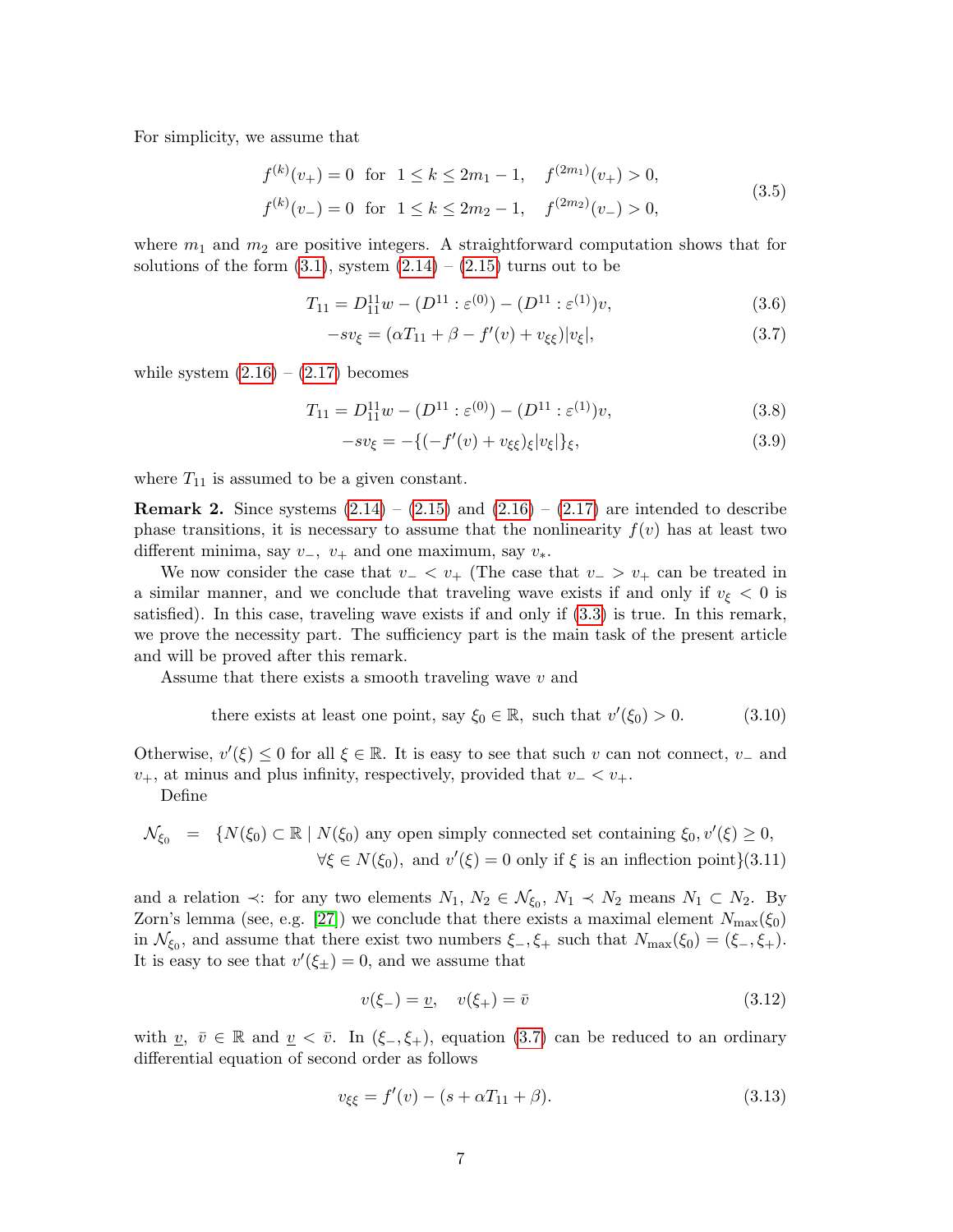For simplicity, we assume that

$$
\begin{aligned}
&f^{(k)}(v_+) = 0 \quad \text{for} \quad 1 \le k \le 2m_1 - 1, \quad f^{(2m_1)}(v_+) > 0, \\
&f^{(k)}(v_-) = 0 \quad \text{for} \quad 1 \le k \le 2m_2 - 1, \quad f^{(2m_2)}(v_-) > 0,
\end{aligned}
\tag{3.5}
$$

where $m_1$ and $m_2$ are positive integers. A straightforward computation shows that for solutions of the form (3.1), system (2.14) – (2.15) turns out to be

$$
T_{11} = D^{11}_{11} w - (D^{11} : \varepsilon^{(0)}) - (D^{11} : \varepsilon^{(1)}) v, \tag{3.6}
$$

$$
-s v_\xi = (\alpha T_{11} + \beta - f'(v) + v_{\xi\xi}) |v_\xi|, \tag{3.7}
$$

while system (2.16) – (2.17) becomes

$$
T_{11} = D^{11}_{11} w - (D^{11} : \varepsilon^{(0)}) - (D^{11} : \varepsilon^{(1)}) v, \tag{3.8}
$$

$$
-s v_\xi = -\{(-f'(v) + v_{\xi\xi})_\xi |v_\xi|\}_\xi, \tag{3.9}
$$

where $T_{11}$ is assumed to be a given constant.

**Remark 2.** Since systems (2.14) – (2.15) and (2.16) – (2.17) are intended to describe phase transitions, it is necessary to assume that the nonlinearity $f(v)$ has at least two different minima, say $v_-$, $v_+$ and one maximum, say $v_*$.

We now consider the case that $v_- < v_+$ (The case that $v_- > v_+$ can be treated in a similar manner, and we conclude that traveling wave exists if and only if $v_\xi < 0$ is satisfied). In this case, traveling wave exists if and only if (3.3) is true. In this remark, we prove the necessity part. The sufficiency part is the main task of the present article and will be proved after this remark.

Assume that there exists a smooth traveling wave $v$ and

$$
\text{there exists at least one point, say } \xi_0 \in \mathbb{R}, \text{ such that } v'(\xi_0) > 0. \tag{3.10}
$$

Otherwise, $v'(\xi) \le 0$ for all $\xi \in \mathbb{R}$. It is easy to see that such $v$ can not connect, $v_-$ and $v_+$, at minus and plus infinity, respectively, provided that $v_- < v_+$.

Define

$$
\begin{aligned}
\mathcal{N}_{\xi_0} \;=\; &\{N(\xi_0) \subset \mathbb{R} \mid N(\xi_0) \text{ any open simply connected set containing } \xi_0, v'(\xi) \ge 0, \\
&\forall \xi \in N(\xi_0), \text{ and } v'(\xi) = 0 \text{ only if } \xi \text{ is an inflection point}\}
\end{aligned}
\tag{3.11}
$$

and a relation $\prec$: for any two elements $N_1, N_2 \in \mathcal{N}_{\xi_0}$, $N_1 \prec N_2$ means $N_1 \subset N_2$. By Zorn's lemma (see, e.g. [27]) we conclude that there exists a maximal element $N_{\max}(\xi_0)$ in $\mathcal{N}_{\xi_0}$, and assume that there exist two numbers $\xi_-, \xi_+$ such that $N_{\max}(\xi_0) = (\xi_-, \xi_+)$. It is easy to see that $v'(\xi_\pm) = 0$, and we assume that

$$
v(\xi_-) = \underline{v}, \quad v(\xi_+) = \bar{v} \tag{3.12}
$$

with $\underline{v}$, $\bar{v} \in \mathbb{R}$ and $\underline{v} < \bar{v}$. In $(\xi_-, \xi_+)$, equation (3.7) can be reduced to an ordinary differential equation of second order as follows

$$
v_{\xi\xi} = f'(v) - (s + \alpha T_{11} + \beta). \tag{3.13}
$$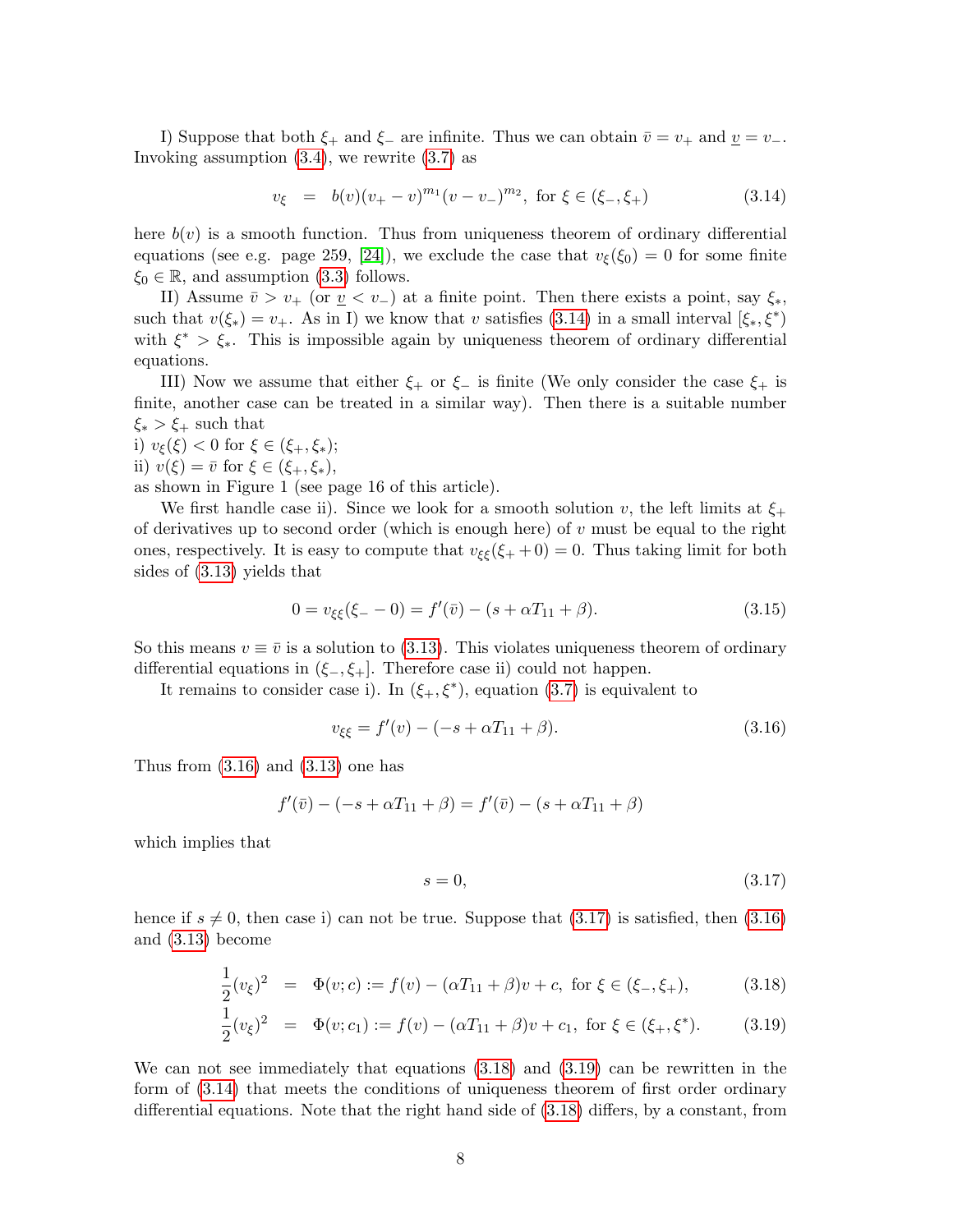I) Suppose that both $\xi_+$ and $\xi_-$ are infinite. Thus we can obtain $\bar{v} = v_+$ and $\underline{v} = v_-$. Invoking assumption (3.4), we rewrite (3.7) as

$$v_\xi \quad = \quad b(v)(v_+ - v)^{m_1}(v - v_-)^{m_2}, \text{ for } \xi \in (\xi_-, \xi_+) \tag{3.14}$$

here $b(v)$ is a smooth function. Thus from uniqueness theorem of ordinary differential equations (see e.g. page 259, [24]), we exclude the case that $v_\xi(\xi_0) = 0$ for some finite $\xi_0 \in \mathbb{R}$, and assumption (3.3) follows.

II) Assume $\bar{v} > v_+$ (or $\underline{v} < v_-$) at a finite point. Then there exists a point, say $\xi_*$, such that $v(\xi_*) = v_+$. As in I) we know that $v$ satisfies (3.14) in a small interval $[\xi_*, \xi^*)$ with $\xi^* > \xi_*$. This is impossible again by uniqueness theorem of ordinary differential equations.

III) Now we assume that either $\xi_+$ or $\xi_-$ is finite (We only consider the case $\xi_+$ is finite, another case can be treated in a similar way). Then there is a suitable number $\xi_* > \xi_+$ such that
i) $v_\xi(\xi) < 0$ for $\xi \in (\xi_+, \xi_*)$;
ii) $v(\xi) = \bar{v}$ for $\xi \in (\xi_+, \xi_*)$,
as shown in Figure 1 (see page 16 of this article).

We first handle case ii). Since we look for a smooth solution $v$, the left limits at $\xi_+$ of derivatives up to second order (which is enough here) of $v$ must be equal to the right ones, respectively. It is easy to compute that $v_{\xi\xi}(\xi_+ + 0) = 0$. Thus taking limit for both sides of (3.13) yields that

$$0 = v_{\xi\xi}(\xi_- - 0) = f'(\bar{v}) - (s + \alpha T_{11} + \beta). \tag{3.15}$$

So this means $v \equiv \bar{v}$ is a solution to (3.13). This violates uniqueness theorem of ordinary differential equations in $(\xi_-, \xi_+]$. Therefore case ii) could not happen.

It remains to consider case i). In $(\xi_+, \xi^*)$, equation (3.7) is equivalent to

$$v_{\xi\xi} = f'(v) - (-s + \alpha T_{11} + \beta). \tag{3.16}$$

Thus from (3.16) and (3.13) one has

$$f'(\bar{v}) - (-s + \alpha T_{11} + \beta) = f'(\bar{v}) - (s + \alpha T_{11} + \beta)$$

which implies that

$$s = 0, \tag{3.17}$$

hence if $s \neq 0$, then case i) can not be true. Suppose that (3.17) is satisfied, then (3.16) and (3.13) become

$$\frac{1}{2}(v_\xi)^2 \quad = \quad \Phi(v; c) := f(v) - (\alpha T_{11} + \beta)v + c, \text{ for } \xi \in (\xi_-, \xi_+), \tag{3.18}$$

$$\frac{1}{2}(v_\xi)^2 \quad = \quad \Phi(v; c_1) := f(v) - (\alpha T_{11} + \beta)v + c_1, \text{ for } \xi \in (\xi_+, \xi^*). \tag{3.19}$$

We can not see immediately that equations (3.18) and (3.19) can be rewritten in the form of (3.14) that meets the conditions of uniqueness theorem of first order ordinary differential equations. Note that the right hand side of (3.18) differs, by a constant, from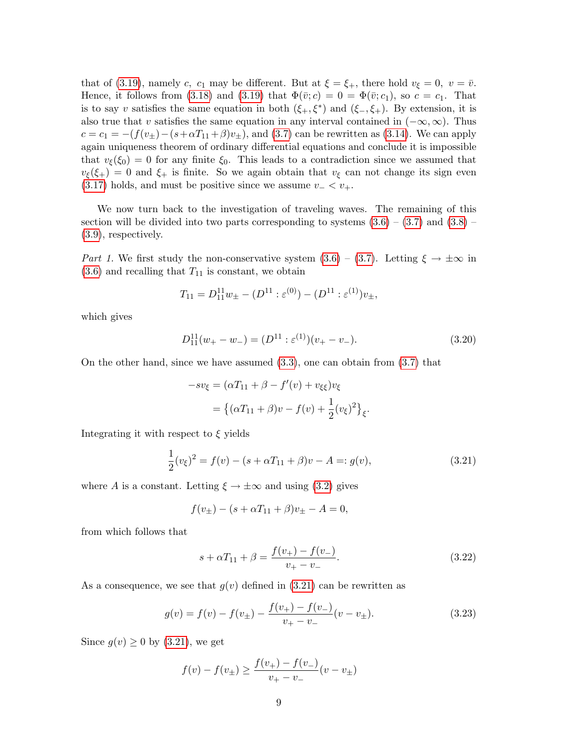that of (3.19), namely $c$, $c_1$ may be different. But at $\xi = \xi_+$, there hold $v_\xi = 0$, $v = \bar{v}$. Hence, it follows from (3.18) and (3.19) that $\Phi(\bar{v}; c) = 0 = \Phi(\bar{v}; c_1)$, so $c = c_1$. That is to say $v$ satisfies the same equation in both $(\xi_+, \xi^*)$ and $(\xi_-, \xi_+)$. By extension, it is also true that $v$ satisfies the same equation in any interval contained in $(-\infty, \infty)$. Thus $c = c_1 = -(f(v_\pm) - (s + \alpha T_{11} + \beta)v_\pm)$, and (3.7) can be rewritten as (3.14). We can apply again uniqueness theorem of ordinary differential equations and conclude it is impossible that $v_\xi(\xi_0) = 0$ for any finite $\xi_0$. This leads to a contradiction since we assumed that $v_\xi(\xi_+) = 0$ and $\xi_+$ is finite. So we again obtain that $v_\xi$ can not change its sign even (3.17) holds, and must be positive since we assume $v_- < v_+$.

We now turn back to the investigation of traveling waves. The remaining of this section will be divided into two parts corresponding to systems (3.6) – (3.7) and (3.8) – (3.9), respectively.

*Part 1.* We first study the non-conservative system (3.6) – (3.7). Letting $\xi \to \pm\infty$ in (3.6) and recalling that $T_{11}$ is constant, we obtain

$$T_{11} = D^{11}_{11} w_\pm - (D^{11} : \varepsilon^{(0)}) - (D^{11} : \varepsilon^{(1)}) v_\pm,$$

which gives

$$D^{11}_{11}(w_+ - w_-) = (D^{11} : \varepsilon^{(1)})(v_+ - v_-). \tag{3.20}$$

On the other hand, since we have assumed (3.3), one can obtain from (3.7) that

$$\begin{aligned} -s v_\xi &= (\alpha T_{11} + \beta - f'(v) + v_{\xi\xi}) v_\xi \\ &= \left\{(\alpha T_{11} + \beta)v - f(v) + \frac{1}{2}(v_\xi)^2\right\}_\xi. \end{aligned}$$

Integrating it with respect to $\xi$ yields

$$\frac{1}{2}(v_\xi)^2 = f(v) - (s + \alpha T_{11} + \beta)v - A =: g(v), \tag{3.21}$$

where $A$ is a constant. Letting $\xi \to \pm\infty$ and using (3.2) gives

$$f(v_\pm) - (s + \alpha T_{11} + \beta)v_\pm - A = 0,$$

from which follows that

$$s + \alpha T_{11} + \beta = \frac{f(v_+) - f(v_-)}{v_+ - v_-}. \tag{3.22}$$

As a consequence, we see that $g(v)$ defined in (3.21) can be rewritten as

$$g(v) = f(v) - f(v_\pm) - \frac{f(v_+) - f(v_-)}{v_+ - v_-}(v - v_\pm). \tag{3.23}$$

Since $g(v) \geq 0$ by (3.21), we get

$$f(v) - f(v_\pm) \geq \frac{f(v_+) - f(v_-)}{v_+ - v_-}(v - v_\pm)$$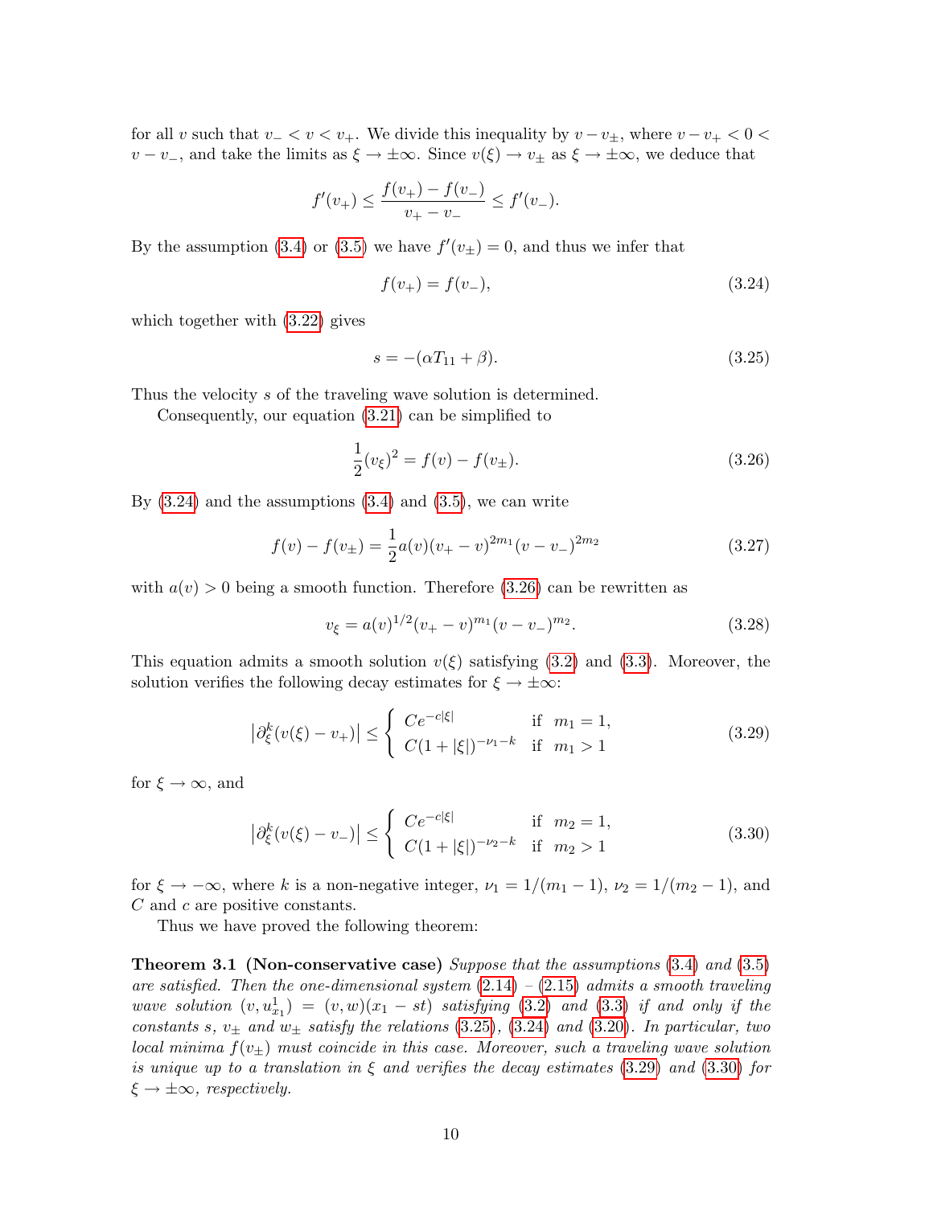for all $v$ such that $v_- < v < v_+$. We divide this inequality by $v - v_\pm$, where $v - v_+ < 0 < v - v_-$, and take the limits as $\xi \to \pm\infty$. Since $v(\xi) \to v_\pm$ as $\xi \to \pm\infty$, we deduce that

$$f'(v_+) \le \frac{f(v_+) - f(v_-)}{v_+ - v_-} \le f'(v_-).$$

By the assumption (3.4) or (3.5) we have $f'(v_\pm) = 0$, and thus we infer that

$$f(v_+) = f(v_-), \tag{3.24}$$

which together with (3.22) gives

$$s = -(\alpha T_{11} + \beta). \tag{3.25}$$

Thus the velocity $s$ of the traveling wave solution is determined.

Consequently, our equation (3.21) can be simplified to

$$\frac{1}{2}(v_\xi)^2 = f(v) - f(v_\pm). \tag{3.26}$$

By (3.24) and the assumptions (3.4) and (3.5), we can write

$$f(v) - f(v_\pm) = \frac{1}{2}a(v)(v_+ - v)^{2m_1}(v - v_-)^{2m_2} \tag{3.27}$$

with $a(v) > 0$ being a smooth function. Therefore (3.26) can be rewritten as

$$v_\xi = a(v)^{1/2}(v_+ - v)^{m_1}(v - v_-)^{m_2}. \tag{3.28}$$

This equation admits a smooth solution $v(\xi)$ satisfying (3.2) and (3.3). Moreover, the solution verifies the following decay estimates for $\xi \to \pm\infty$:

$$\left|\partial_\xi^k (v(\xi) - v_+)\right| \le \begin{cases} Ce^{-c|\xi|} & \text{if } \ m_1 = 1, \\ C(1+|\xi|)^{-\nu_1 - k} & \text{if } \ m_1 > 1 \end{cases} \tag{3.29}$$

for $\xi \to \infty$, and

$$\left|\partial_\xi^k (v(\xi) - v_-)\right| \le \begin{cases} Ce^{-c|\xi|} & \text{if } \ m_2 = 1, \\ C(1+|\xi|)^{-\nu_2 - k} & \text{if } \ m_2 > 1 \end{cases} \tag{3.30}$$

for $\xi \to -\infty$, where $k$ is a non-negative integer, $\nu_1 = 1/(m_1 - 1)$, $\nu_2 = 1/(m_2 - 1)$, and $C$ and $c$ are positive constants.

Thus we have proved the following theorem:

**Theorem 3.1 (Non-conservative case)** *Suppose that the assumptions (3.4) and (3.5) are satisfied. Then the one-dimensional system (2.14) – (2.15) admits a smooth traveling wave solution $(v, u^1_{x_1}) = (v, w)(x_1 - st)$ satisfying (3.2) and (3.3) if and only if the constants $s$, $v_\pm$ and $w_\pm$ satisfy the relations (3.25), (3.24) and (3.20). In particular, two local minima $f(v_\pm)$ must coincide in this case. Moreover, such a traveling wave solution is unique up to a translation in $\xi$ and verifies the decay estimates (3.29) and (3.30) for $\xi \to \pm\infty$, respectively.*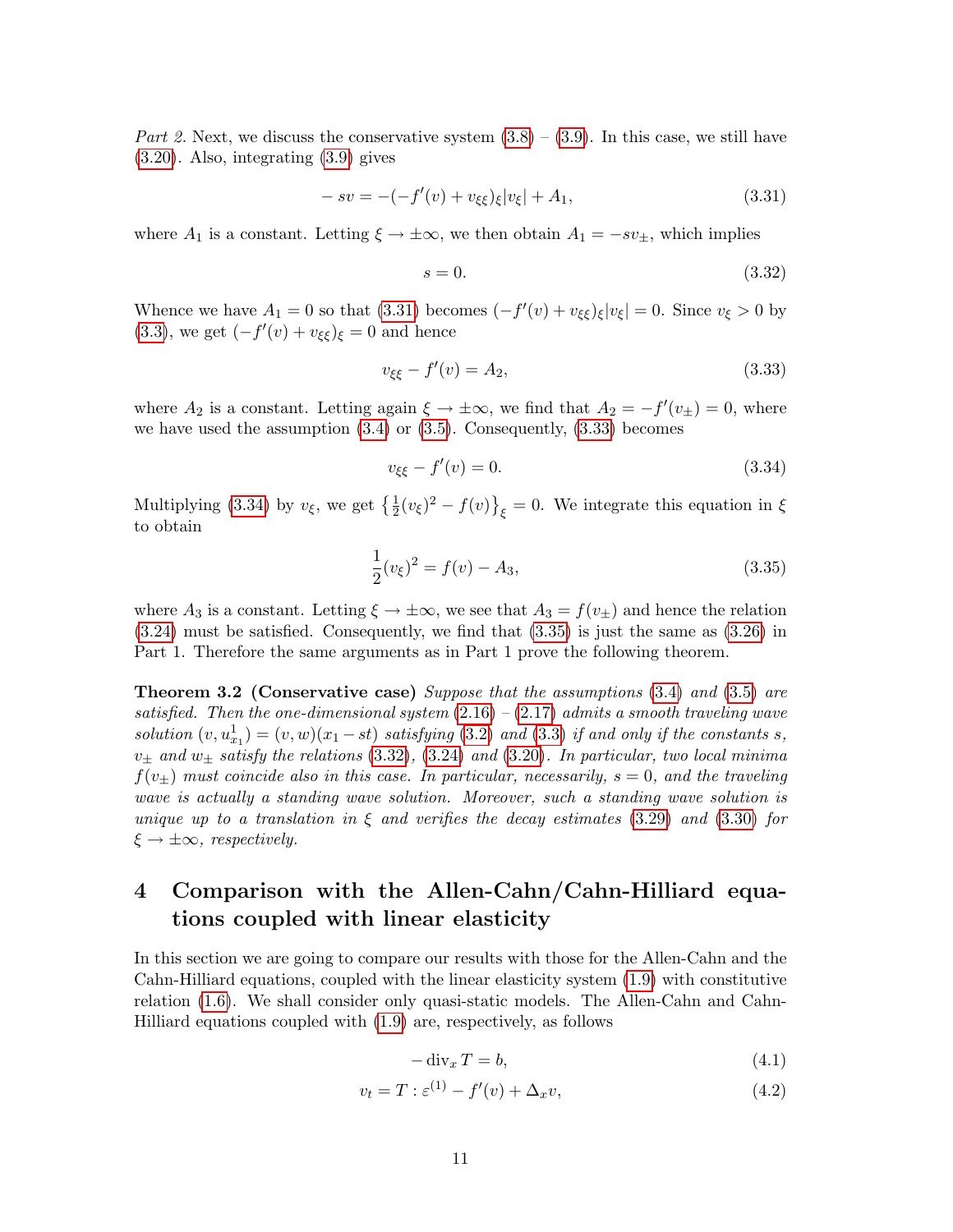*Part 2.* Next, we discuss the conservative system (3.8) – (3.9). In this case, we still have (3.20). Also, integrating (3.9) gives

$$
-sv = -(-f'(v) + v_{\xi\xi})_\xi |v_\xi| + A_1, \tag{3.31}
$$

where $A_1$ is a constant. Letting $\xi \to \pm\infty$, we then obtain $A_1 = -sv_\pm$, which implies

$$
s = 0. \tag{3.32}
$$

Whence we have $A_1 = 0$ so that (3.31) becomes $(-f'(v) + v_{\xi\xi})_\xi |v_\xi| = 0$. Since $v_\xi > 0$ by (3.3), we get $(-f'(v) + v_{\xi\xi})_\xi = 0$ and hence

$$
v_{\xi\xi} - f'(v) = A_2, \tag{3.33}
$$

where $A_2$ is a constant. Letting again $\xi \to \pm\infty$, we find that $A_2 = -f'(v_\pm) = 0$, where we have used the assumption (3.4) or (3.5). Consequently, (3.33) becomes

$$
v_{\xi\xi} - f'(v) = 0. \tag{3.34}
$$

Multiplying (3.34) by $v_\xi$, we get $\left\{\frac{1}{2}(v_\xi)^2 - f(v)\right\}_\xi = 0$. We integrate this equation in $\xi$ to obtain

$$
\frac{1}{2}(v_\xi)^2 = f(v) - A_3, \tag{3.35}
$$

where $A_3$ is a constant. Letting $\xi \to \pm\infty$, we see that $A_3 = f(v_\pm)$ and hence the relation (3.24) must be satisfied. Consequently, we find that (3.35) is just the same as (3.26) in Part 1. Therefore the same arguments as in Part 1 prove the following theorem.

**Theorem 3.2 (Conservative case)** *Suppose that the assumptions (3.4) and (3.5) are satisfied. Then the one-dimensional system (2.16) – (2.17) admits a smooth traveling wave solution $(v, u^1_{x_1}) = (v, w)(x_1 - st)$ satisfying (3.2) and (3.3) if and only if the constants $s$, $v_\pm$ and $w_\pm$ satisfy the relations (3.32), (3.24) and (3.20). In particular, two local minima $f(v_\pm)$ must coincide also in this case. In particular, necessarily, $s = 0$, and the traveling wave is actually a standing wave solution. Moreover, such a standing wave solution is unique up to a translation in $\xi$ and verifies the decay estimates (3.29) and (3.30) for $\xi \to \pm\infty$, respectively.*

# 4 Comparison with the Allen-Cahn/Cahn-Hilliard equations coupled with linear elasticity

In this section we are going to compare our results with those for the Allen-Cahn and the Cahn-Hilliard equations, coupled with the linear elasticity system (1.9) with constitutive relation (1.6). We shall consider only quasi-static models. The Allen-Cahn and Cahn-Hilliard equations coupled with (1.9) are, respectively, as follows

$$
-\operatorname{div}_x T = b, \tag{4.1}
$$

$$
v_t = T : \varepsilon^{(1)} - f'(v) + \Delta_x v, \tag{4.2}
$$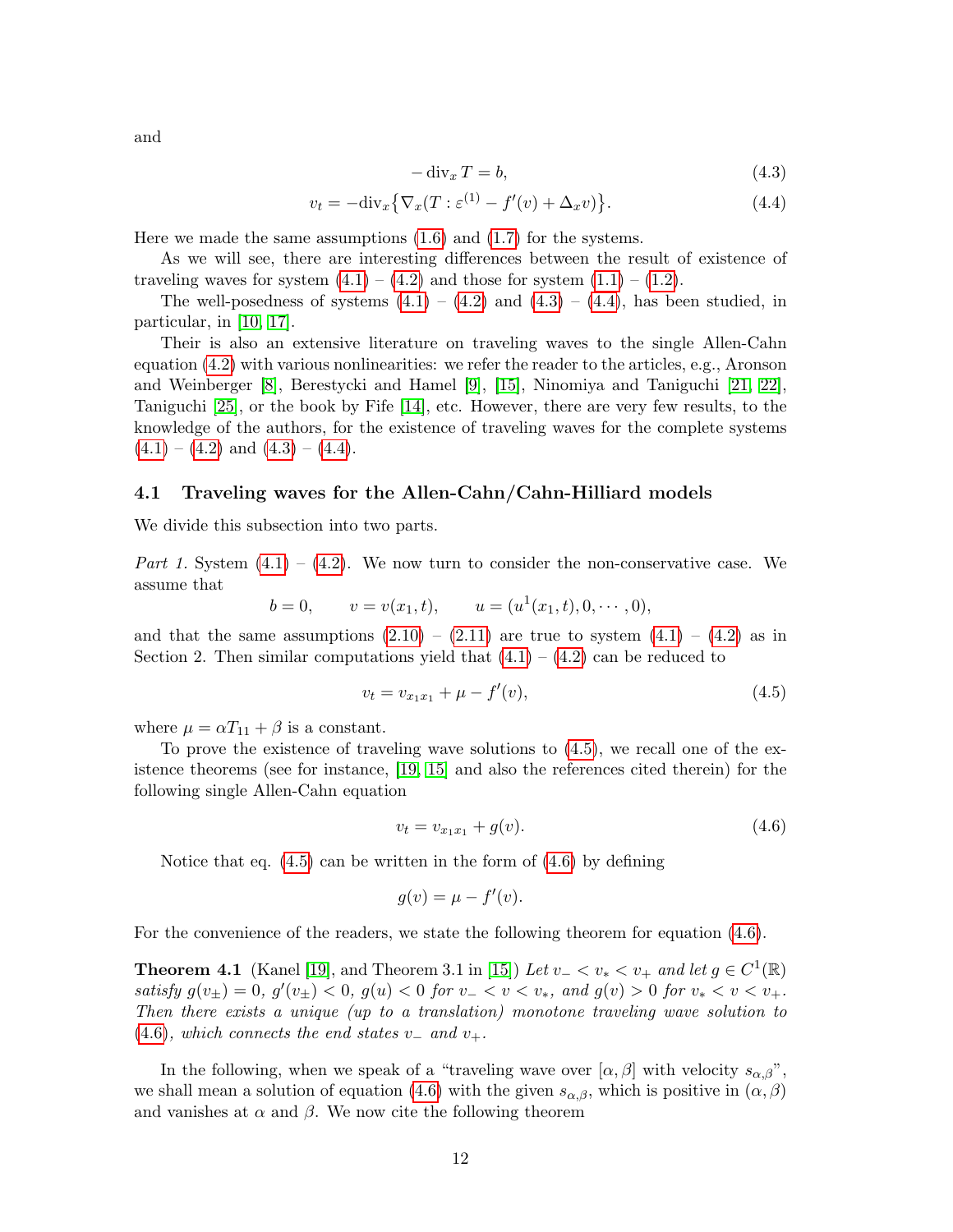and

$$
-\operatorname{div}_x T = b, \tag{4.3}
$$

$$
v_t = -\operatorname{div}_x\big\{\nabla_x(T : \varepsilon^{(1)} - f'(v) + \Delta_x v)\big\}. \tag{4.4}
$$

Here we made the same assumptions (1.6) and (1.7) for the systems.

As we will see, there are interesting differences between the result of existence of traveling waves for system (4.1) – (4.2) and those for system (1.1) – (1.2).

The well-posedness of systems (4.1) – (4.2) and (4.3) – (4.4), has been studied, in particular, in [10, 17].

Their is also an extensive literature on traveling waves to the single Allen-Cahn equation (4.2) with various nonlinearities: we refer the reader to the articles, e.g., Aronson and Weinberger [8], Berestycki and Hamel [9], [15], Ninomiya and Taniguchi [21, 22], Taniguchi [25], or the book by Fife [14], etc. However, there are very few results, to the knowledge of the authors, for the existence of traveling waves for the complete systems (4.1) – (4.2) and (4.3) – (4.4).

### 4.1 Traveling waves for the Allen-Cahn/Cahn-Hilliard models

We divide this subsection into two parts.

*Part 1.* System (4.1) – (4.2). We now turn to consider the non-conservative case. We assume that

$$
b = 0, \qquad v = v(x_1, t), \qquad u = (u^1(x_1, t), 0, \cdots, 0),
$$

and that the same assumptions (2.10) – (2.11) are true to system (4.1) – (4.2) as in Section 2. Then similar computations yield that (4.1) – (4.2) can be reduced to

$$
v_t = v_{x_1 x_1} + \mu - f'(v), \tag{4.5}
$$

where $\mu = \alpha T_{11} + \beta$ is a constant.

To prove the existence of traveling wave solutions to (4.5), we recall one of the existence theorems (see for instance, [19, 15] and also the references cited therein) for the following single Allen-Cahn equation

$$
v_t = v_{x_1 x_1} + g(v). \tag{4.6}
$$

Notice that eq. (4.5) can be written in the form of (4.6) by defining

$$
g(v) = \mu - f'(v).
$$

For the convenience of the readers, we state the following theorem for equation (4.6).

**Theorem 4.1** (Kanel [19], and Theorem 3.1 in [15]) *Let $v_- < v_* < v_+$ and let $g \in C^1(\mathbb{R})$ satisfy $g(v_\pm) = 0$, $g'(v_\pm) < 0$, $g(u) < 0$ for $v_- < v < v_*$, and $g(v) > 0$ for $v_* < v < v_+$. Then there exists a unique (up to a translation) monotone traveling wave solution to (4.6), which connects the end states $v_-$ and $v_+$.*

In the following, when we speak of a "traveling wave over $[\alpha, \beta]$ with velocity $s_{\alpha,\beta}$", we shall mean a solution of equation (4.6) with the given $s_{\alpha,\beta}$, which is positive in $(\alpha, \beta)$ and vanishes at $\alpha$ and $\beta$. We now cite the following theorem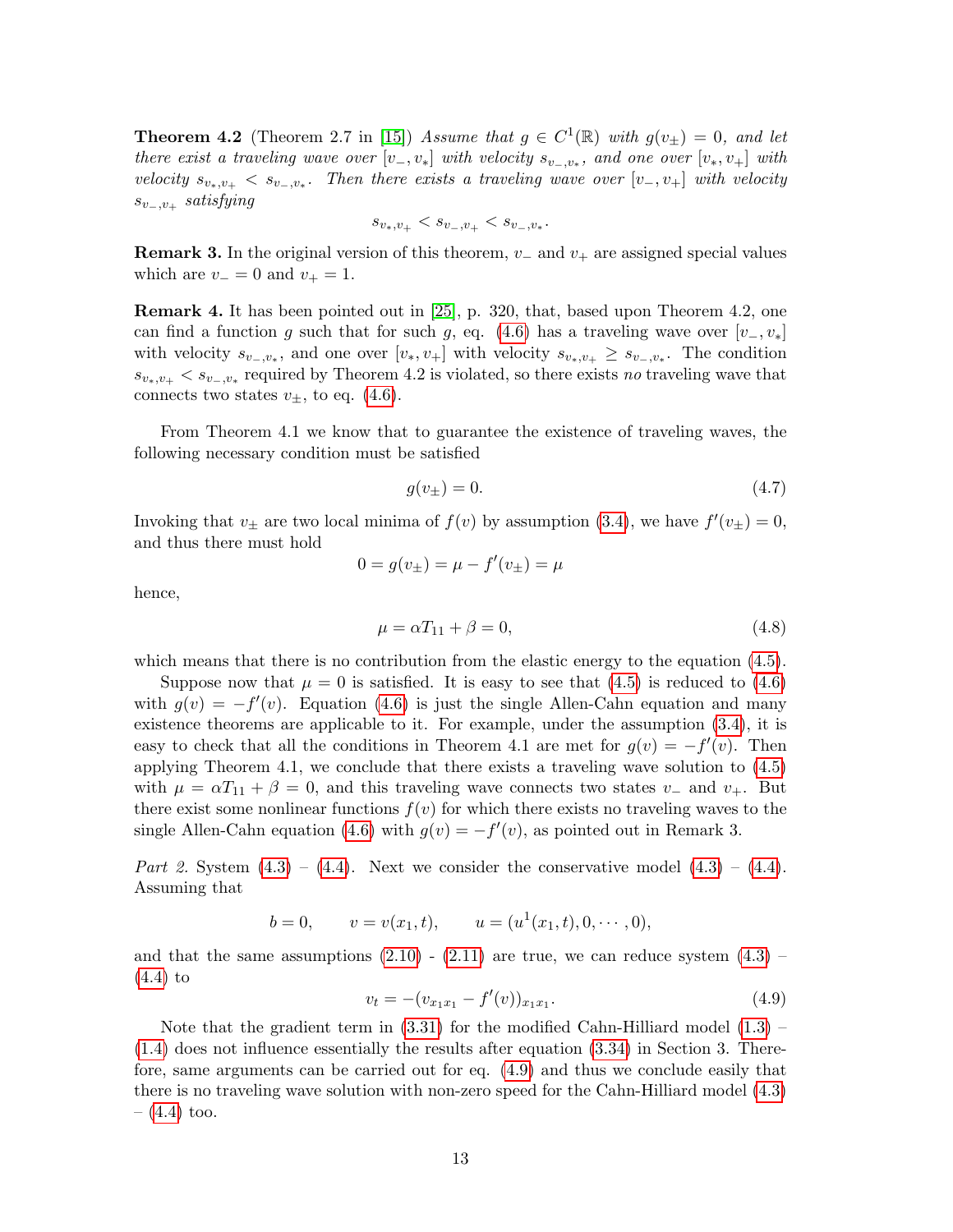**Theorem 4.2** (Theorem 2.7 in [15]) *Assume that $g \in C^1(\mathbb{R})$ with $g(v_\pm) = 0$, and let there exist a traveling wave over $[v_-, v_*]$ with velocity $s_{v_-,v_*}$, and one over $[v_*, v_+]$ with velocity $s_{v_*,v_+} < s_{v_-,v_*}$. Then there exists a traveling wave over $[v_-, v_+]$ with velocity $s_{v_-,v_+}$ satisfying*

$$s_{v_*,v_+} < s_{v_-,v_+} < s_{v_-,v_*}.$$

**Remark 3.** In the original version of this theorem, $v_-$ and $v_+$ are assigned special values which are $v_- = 0$ and $v_+ = 1$.

**Remark 4.** It has been pointed out in [25], p. 320, that, based upon Theorem 4.2, one can find a function $g$ such that for such $g$, eq. (4.6) has a traveling wave over $[v_-, v_*]$ with velocity $s_{v_-,v_*}$, and one over $[v_*, v_+]$ with velocity $s_{v_*,v_+} \geq s_{v_-,v_*}$. The condition $s_{v_*,v_+} < s_{v_-,v_*}$ required by Theorem 4.2 is violated, so there exists *no* traveling wave that connects two states $v_\pm$, to eq. (4.6).

From Theorem 4.1 we know that to guarantee the existence of traveling waves, the following necessary condition must be satisfied

$$g(v_\pm) = 0. \tag{4.7}$$

Invoking that $v_\pm$ are two local minima of $f(v)$ by assumption (3.4), we have $f'(v_\pm) = 0$, and thus there must hold

$$0 = g(v_\pm) = \mu - f'(v_\pm) = \mu$$

hence,

$$\mu = \alpha T_{11} + \beta = 0, \tag{4.8}$$

which means that there is no contribution from the elastic energy to the equation (4.5).

Suppose now that $\mu = 0$ is satisfied. It is easy to see that (4.5) is reduced to (4.6) with $g(v) = -f'(v)$. Equation (4.6) is just the single Allen-Cahn equation and many existence theorems are applicable to it. For example, under the assumption (3.4), it is easy to check that all the conditions in Theorem 4.1 are met for $g(v) = -f'(v)$. Then applying Theorem 4.1, we conclude that there exists a traveling wave solution to (4.5) with $\mu = \alpha T_{11} + \beta = 0$, and this traveling wave connects two states $v_-$ and $v_+$. But there exist some nonlinear functions $f(v)$ for which there exists no traveling waves to the single Allen-Cahn equation (4.6) with $g(v) = -f'(v)$, as pointed out in Remark 3.

*Part 2.* System (4.3) – (4.4). Next we consider the conservative model (4.3) – (4.4). Assuming that

$$b = 0, \qquad v = v(x_1, t), \qquad u = (u^1(x_1, t), 0, \cdots, 0),$$

and that the same assumptions (2.10) - (2.11) are true, we can reduce system (4.3) – (4.4) to

$$v_t = -(v_{x_1x_1} - f'(v))_{x_1x_1}. \tag{4.9}$$

Note that the gradient term in (3.31) for the modified Cahn-Hilliard model (1.3) – (1.4) does not influence essentially the results after equation (3.34) in Section 3. Therefore, same arguments can be carried out for eq. (4.9) and thus we conclude easily that there is no traveling wave solution with non-zero speed for the Cahn-Hilliard model (4.3) – (4.4) too.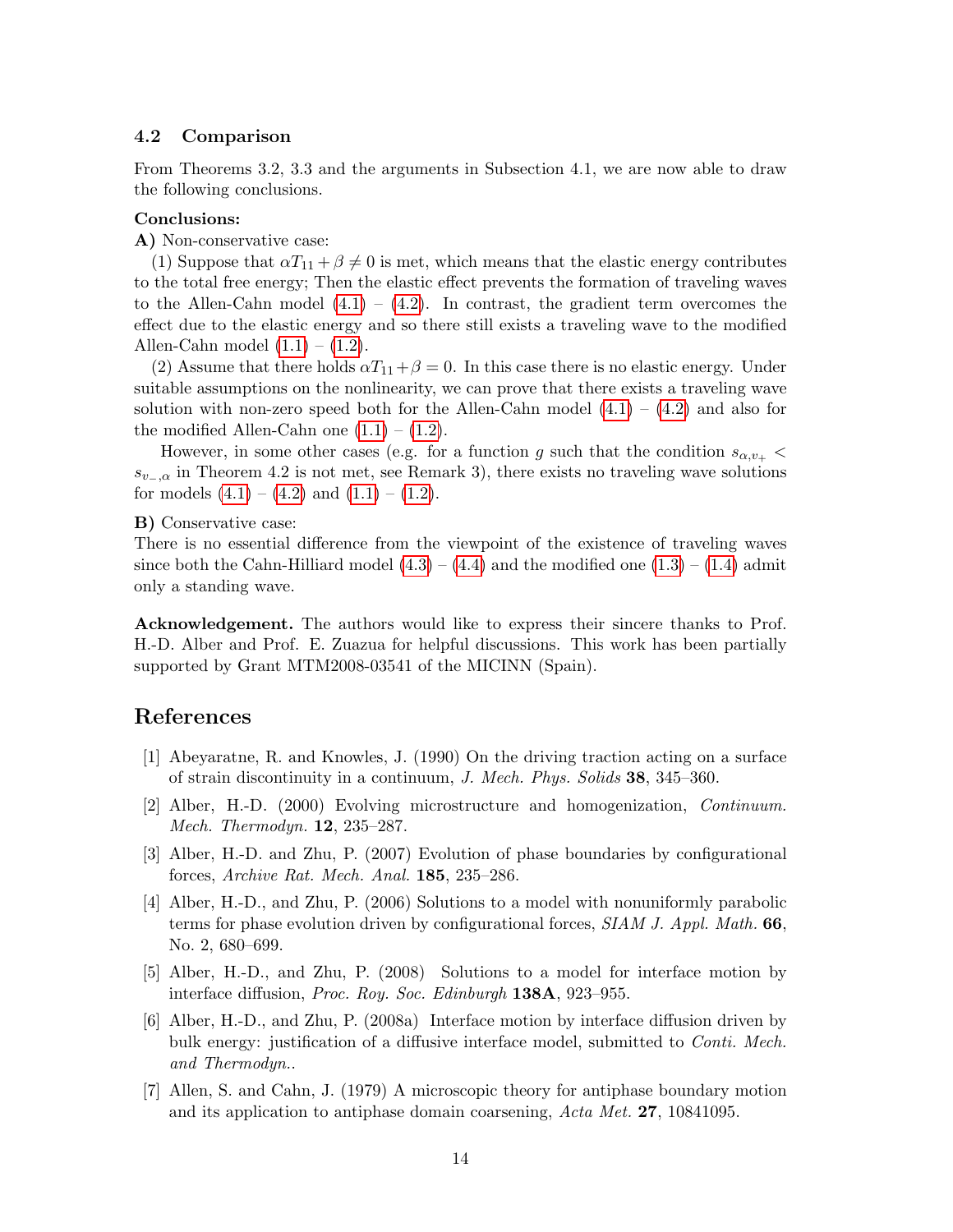### 4.2 Comparison

From Theorems 3.2, 3.3 and the arguments in Subsection 4.1, we are now able to draw the following conclusions.

**Conclusions:**

**A)** Non-conservative case:

(1) Suppose that $\alpha T_{11} + \beta \neq 0$ is met, which means that the elastic energy contributes to the total free energy; Then the elastic effect prevents the formation of traveling waves to the Allen-Cahn model (4.1) – (4.2). In contrast, the gradient term overcomes the effect due to the elastic energy and so there still exists a traveling wave to the modified Allen-Cahn model (1.1) – (1.2).

(2) Assume that there holds $\alpha T_{11} + \beta = 0$. In this case there is no elastic energy. Under suitable assumptions on the nonlinearity, we can prove that there exists a traveling wave solution with non-zero speed both for the Allen-Cahn model (4.1) – (4.2) and also for the modified Allen-Cahn one (1.1) – (1.2).

However, in some other cases (e.g. for a function $g$ such that the condition $s_{\alpha,v_+} < s_{v_-,\alpha}$ in Theorem 4.2 is not met, see Remark 3), there exists no traveling wave solutions for models (4.1) – (4.2) and (1.1) – (1.2).

**B)** Conservative case:

There is no essential difference from the viewpoint of the existence of traveling waves since both the Cahn-Hilliard model (4.3) – (4.4) and the modified one (1.3) – (1.4) admit only a standing wave.

**Acknowledgement.** The authors would like to express their sincere thanks to Prof. H.-D. Alber and Prof. E. Zuazua for helpful discussions. This work has been partially supported by Grant MTM2008-03541 of the MICINN (Spain).

## References

[1] Abeyaratne, R. and Knowles, J. (1990) On the driving traction acting on a surface of strain discontinuity in a continuum, *J. Mech. Phys. Solids* **38**, 345–360.

[2] Alber, H.-D. (2000) Evolving microstructure and homogenization, *Continuum. Mech. Thermodyn.* **12**, 235–287.

[3] Alber, H.-D. and Zhu, P. (2007) Evolution of phase boundaries by configurational forces, *Archive Rat. Mech. Anal.* **185**, 235–286.

[4] Alber, H.-D., and Zhu, P. (2006) Solutions to a model with nonuniformly parabolic terms for phase evolution driven by configurational forces, *SIAM J. Appl. Math.* **66**, No. 2, 680–699.

[5] Alber, H.-D., and Zhu, P. (2008) Solutions to a model for interface motion by interface diffusion, *Proc. Roy. Soc. Edinburgh* **138A**, 923–955.

[6] Alber, H.-D., and Zhu, P. (2008a) Interface motion by interface diffusion driven by bulk energy: justification of a diffusive interface model, submitted to *Conti. Mech. and Thermodyn.*.

[7] Allen, S. and Cahn, J. (1979) A microscopic theory for antiphase boundary motion and its application to antiphase domain coarsening, *Acta Met.* **27**, 10841095.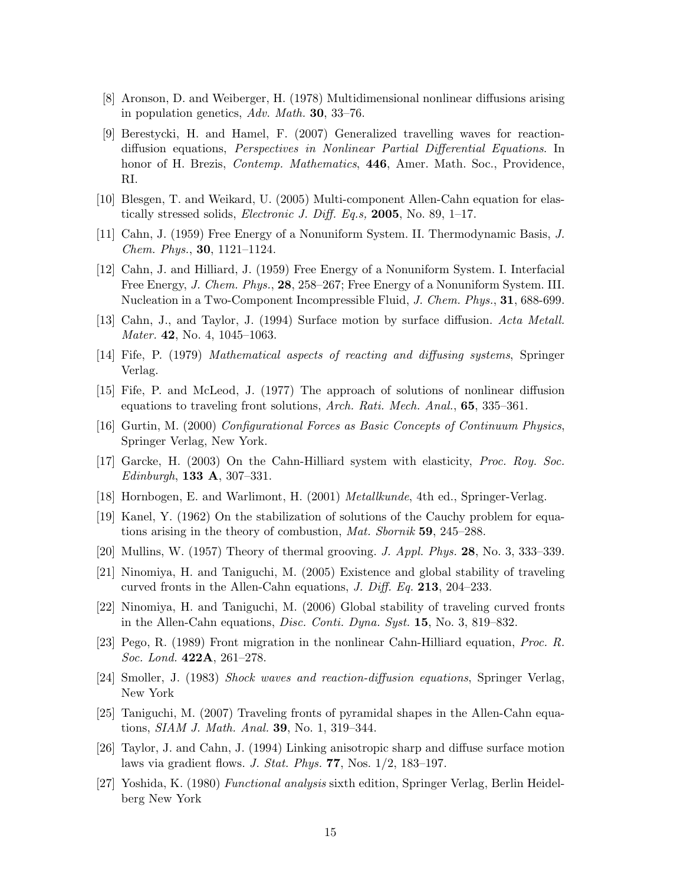[8] Aronson, D. and Weiberger, H. (1978) Multidimensional nonlinear diffusions arising in population genetics, *Adv. Math.* **30**, 33–76.

[9] Berestycki, H. and Hamel, F. (2007) Generalized travelling waves for reaction-diffusion equations, *Perspectives in Nonlinear Partial Differential Equations*. In honor of H. Brezis, *Contemp. Mathematics*, **446**, Amer. Math. Soc., Providence, RI.

[10] Blesgen, T. and Weikard, U. (2005) Multi-component Allen-Cahn equation for elastically stressed solids, *Electronic J. Diff. Eq.s,* **2005**, No. 89, 1–17.

[11] Cahn, J. (1959) Free Energy of a Nonuniform System. II. Thermodynamic Basis, *J. Chem. Phys.*, **30**, 1121–1124.

[12] Cahn, J. and Hilliard, J. (1959) Free Energy of a Nonuniform System. I. Interfacial Free Energy, *J. Chem. Phys.*, **28**, 258–267; Free Energy of a Nonuniform System. III. Nucleation in a Two-Component Incompressible Fluid, *J. Chem. Phys.*, **31**, 688-699.

[13] Cahn, J., and Taylor, J. (1994) Surface motion by surface diffusion. *Acta Metall. Mater.* **42**, No. 4, 1045–1063.

[14] Fife, P. (1979) *Mathematical aspects of reacting and diffusing systems*, Springer Verlag.

[15] Fife, P. and McLeod, J. (1977) The approach of solutions of nonlinear diffusion equations to traveling front solutions, *Arch. Rati. Mech. Anal.*, **65**, 335–361.

[16] Gurtin, M. (2000) *Configurational Forces as Basic Concepts of Continuum Physics*, Springer Verlag, New York.

[17] Garcke, H. (2003) On the Cahn-Hilliard system with elasticity, *Proc. Roy. Soc. Edinburgh*, **133 A**, 307–331.

[18] Hornbogen, E. and Warlimont, H. (2001) *Metallkunde*, 4th ed., Springer-Verlag.

[19] Kanel, Y. (1962) On the stabilization of solutions of the Cauchy problem for equations arising in the theory of combustion, *Mat. Sbornik* **59**, 245–288.

[20] Mullins, W. (1957) Theory of thermal grooving. *J. Appl. Phys.* **28**, No. 3, 333–339.

[21] Ninomiya, H. and Taniguchi, M. (2005) Existence and global stability of traveling curved fronts in the Allen-Cahn equations, *J. Diff. Eq.* **213**, 204–233.

[22] Ninomiya, H. and Taniguchi, M. (2006) Global stability of traveling curved fronts in the Allen-Cahn equations, *Disc. Conti. Dyna. Syst.* **15**, No. 3, 819–832.

[23] Pego, R. (1989) Front migration in the nonlinear Cahn-Hilliard equation, *Proc. R. Soc. Lond.* **422A**, 261–278.

[24] Smoller, J. (1983) *Shock waves and reaction-diffusion equations*, Springer Verlag, New York

[25] Taniguchi, M. (2007) Traveling fronts of pyramidal shapes in the Allen-Cahn equations, *SIAM J. Math. Anal.* **39**, No. 1, 319–344.

[26] Taylor, J. and Cahn, J. (1994) Linking anisotropic sharp and diffuse surface motion laws via gradient flows. *J. Stat. Phys.* **77**, Nos. 1/2, 183–197.

[27] Yoshida, K. (1980) *Functional analysis* sixth edition, Springer Verlag, Berlin Heidelberg New York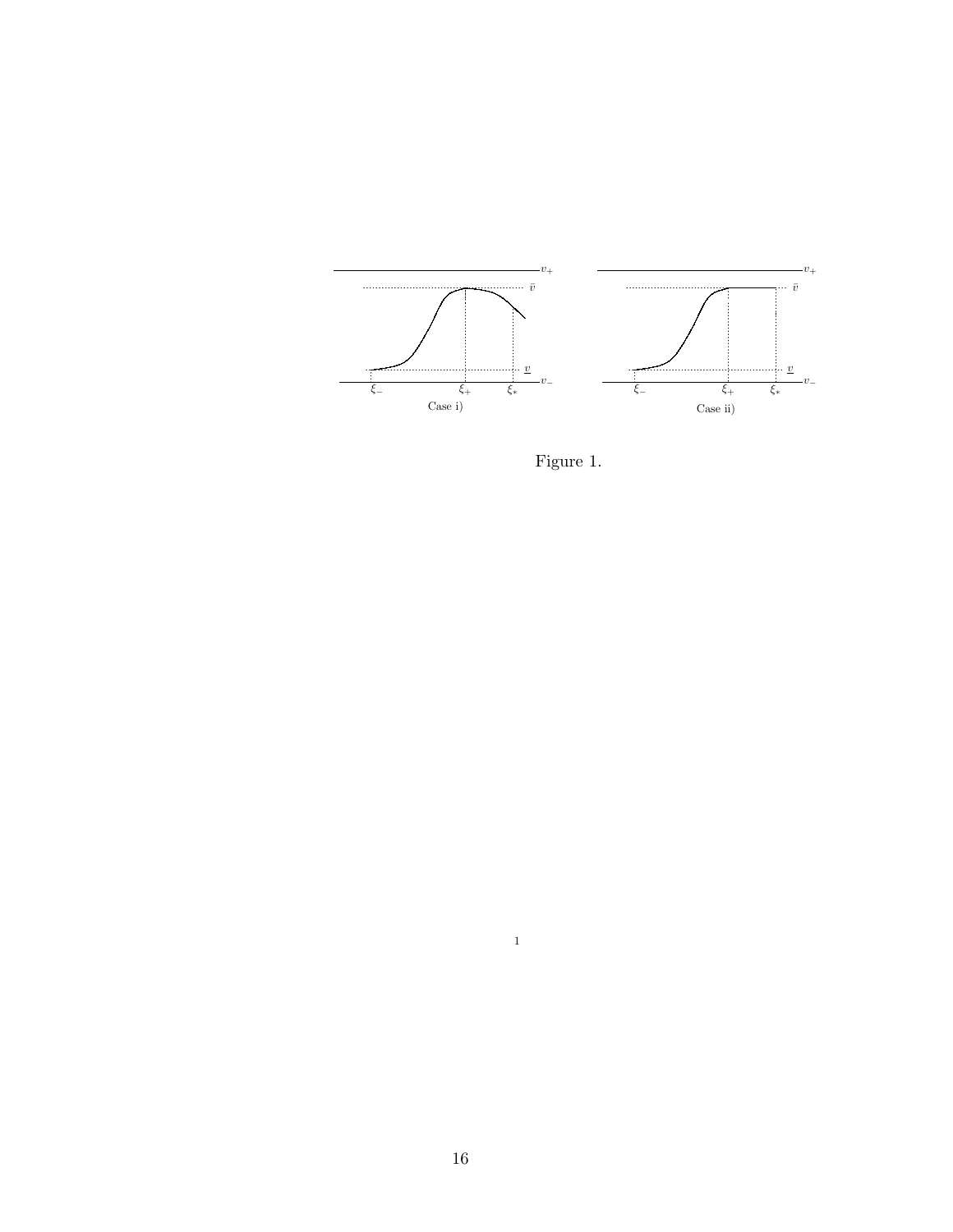$v_+$

$\bar{v}$

$\underline{v}$

$v_-$

$\xi_-$ $\xi_+$ $\xi_*$

Case i)

$v_+$

$\bar{v}$

$\underline{v}$

$v_-$

$\xi_-$ $\xi_+$ $\xi_*$

Case ii)

Figure 1.

1